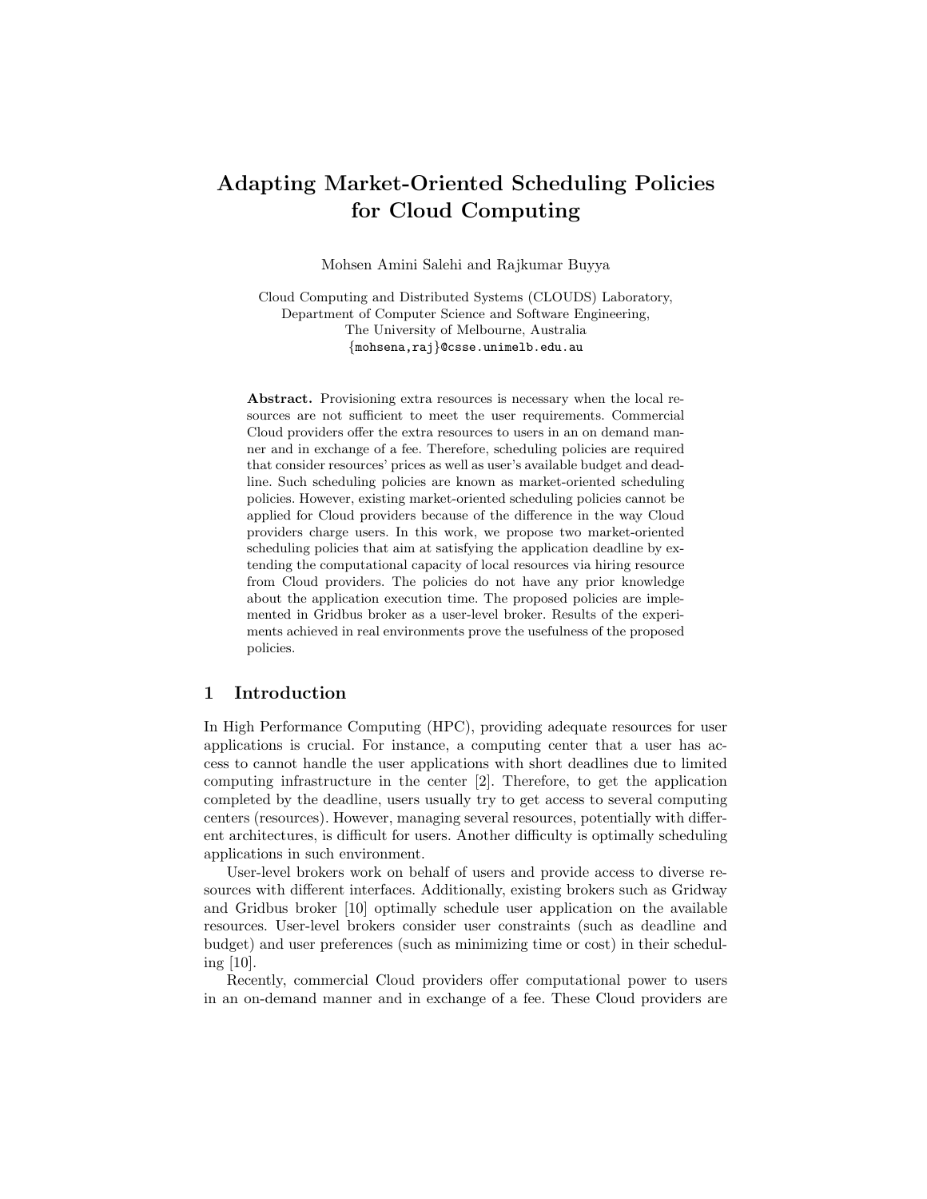# Adapting Market-Oriented Scheduling Policies for Cloud Computing

Mohsen Amini Salehi and Rajkumar Buyya

Cloud Computing and Distributed Systems (CLOUDS) Laboratory,
Department of Computer Science and Software Engineering,
The University of Melbourne, Australia
{mohsena,raj}@csse.unimelb.edu.au

**Abstract.** Provisioning extra resources is necessary when the local resources are not sufficient to meet the user requirements. Commercial Cloud providers offer the extra resources to users in an on demand manner and in exchange of a fee. Therefore, scheduling policies are required that consider resources' prices as well as user's available budget and deadline. Such scheduling policies are known as market-oriented scheduling policies. However, existing market-oriented scheduling policies cannot be applied for Cloud providers because of the difference in the way Cloud providers charge users. In this work, we propose two market-oriented scheduling policies that aim at satisfying the application deadline by extending the computational capacity of local resources via hiring resource from Cloud providers. The policies do not have any prior knowledge about the application execution time. The proposed policies are implemented in Gridbus broker as a user-level broker. Results of the experiments achieved in real environments prove the usefulness of the proposed policies.

## 1 Introduction

In High Performance Computing (HPC), providing adequate resources for user applications is crucial. For instance, a computing center that a user has access to cannot handle the user applications with short deadlines due to limited computing infrastructure in the center [2]. Therefore, to get the application completed by the deadline, users usually try to get access to several computing centers (resources). However, managing several resources, potentially with different architectures, is difficult for users. Another difficulty is optimally scheduling applications in such environment.

User-level brokers work on behalf of users and provide access to diverse resources with different interfaces. Additionally, existing brokers such as Gridway and Gridbus broker [10] optimally schedule user application on the available resources. User-level brokers consider user constraints (such as deadline and budget) and user preferences (such as minimizing time or cost) in their scheduling [10].

Recently, commercial Cloud providers offer computational power to users in an on-demand manner and in exchange of a fee. These Cloud providers are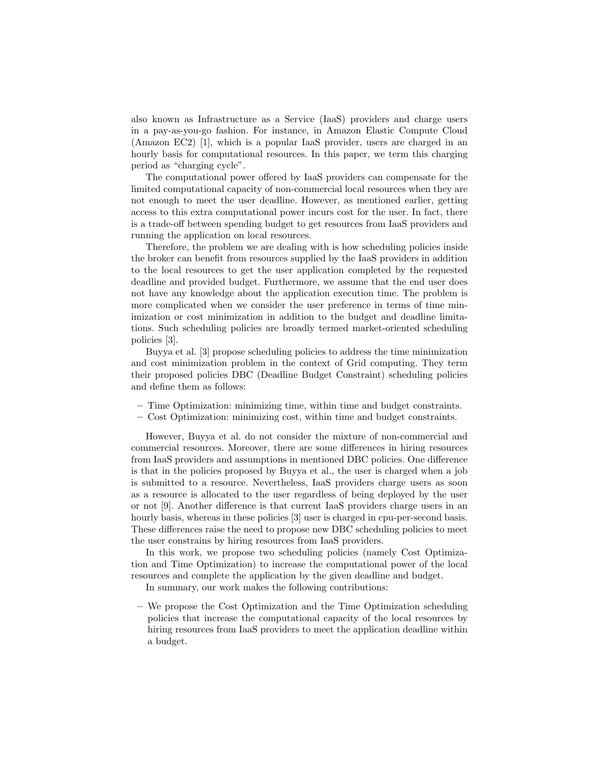also known as Infrastructure as a Service (IaaS) providers and charge users in a pay-as-you-go fashion. For instance, in Amazon Elastic Compute Cloud (Amazon EC2) [1], which is a popular IaaS provider, users are charged in an hourly basis for computational resources. In this paper, we term this charging period as "charging cycle".

The computational power offered by IaaS providers can compensate for the limited computational capacity of non-commercial local resources when they are not enough to meet the user deadline. However, as mentioned earlier, getting access to this extra computational power incurs cost for the user. In fact, there is a trade-off between spending budget to get resources from IaaS providers and running the application on local resources.

Therefore, the problem we are dealing with is how scheduling policies inside the broker can benefit from resources supplied by the IaaS providers in addition to the local resources to get the user application completed by the requested deadline and provided budget. Furthermore, we assume that the end user does not have any knowledge about the application execution time. The problem is more complicated when we consider the user preference in terms of time minimization or cost minimization in addition to the budget and deadline limitations. Such scheduling policies are broadly termed market-oriented scheduling policies [3].

Buyya et al. [3] propose scheduling policies to address the time minimization and cost minimization problem in the context of Grid computing. They term their proposed policies DBC (Deadline Budget Constraint) scheduling policies and define them as follows:

- Time Optimization: minimizing time, within time and budget constraints.
- Cost Optimization: minimizing cost, within time and budget constraints.

However, Buyya et al. do not consider the mixture of non-commercial and commercial resources. Moreover, there are some differences in hiring resources from IaaS providers and assumptions in mentioned DBC policies. One difference is that in the policies proposed by Buyya et al., the user is charged when a job is submitted to a resource. Nevertheless, IaaS providers charge users as soon as a resource is allocated to the user regardless of being deployed by the user or not [9]. Another difference is that current IaaS providers charge users in an hourly basis, whereas in these policies [3] user is charged in cpu-per-second basis. These differences raise the need to propose new DBC scheduling policies to meet the user constrains by hiring resources from IaaS providers.

In this work, we propose two scheduling policies (namely Cost Optimization and Time Optimization) to increase the computational power of the local resources and complete the application by the given deadline and budget.

In summary, our work makes the following contributions:

- We propose the Cost Optimization and the Time Optimization scheduling policies that increase the computational capacity of the local resources by hiring resources from IaaS providers to meet the application deadline within a budget.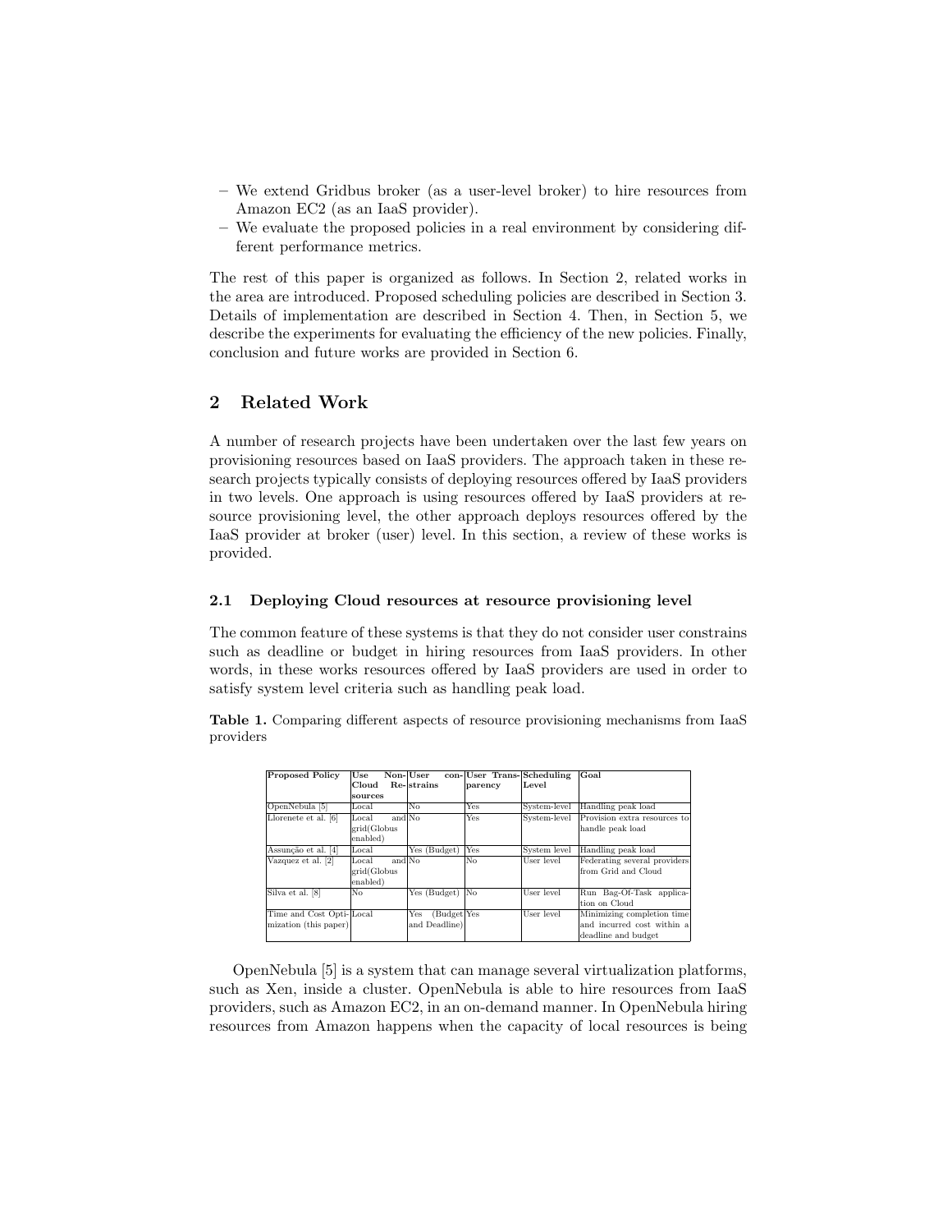- We extend Gridbus broker (as a user-level broker) to hire resources from Amazon EC2 (as an IaaS provider).
- We evaluate the proposed policies in a real environment by considering different performance metrics.

The rest of this paper is organized as follows. In Section 2, related works in the area are introduced. Proposed scheduling policies are described in Section 3. Details of implementation are described in Section 4. Then, in Section 5, we describe the experiments for evaluating the efficiency of the new policies. Finally, conclusion and future works are provided in Section 6.

## 2 Related Work

A number of research projects have been undertaken over the last few years on provisioning resources based on IaaS providers. The approach taken in these research projects typically consists of deploying resources offered by IaaS providers in two levels. One approach is using resources offered by IaaS providers at resource provisioning level, the other approach deploys resources offered by the IaaS provider at broker (user) level. In this section, a review of these works is provided.

### 2.1 Deploying Cloud resources at resource provisioning level

The common feature of these systems is that they do not consider user constrains such as deadline or budget in hiring resources from IaaS providers. In other words, in these works resources offered by IaaS providers are used in order to satisfy system level criteria such as handling peak load.

**Table 1.** Comparing different aspects of resource provisioning mechanisms from IaaS providers

| Proposed Policy | Use Non-Cloud Resources | User constrains | User Transparency | Scheduling Level | Goal |
|---|---|---|---|---|---|
| OpenNebula [5] | Local | No | Yes | System-level | Handling peak load |
| Llorenete et al. [6] | Local and grid(Globus enabled) | No | Yes | System-level | Provision extra resources to handle peak load |
| Assunção et al. [4] | Local | Yes (Budget) | Yes | System level | Handling peak load |
| Vazquez et al. [2] | Local and grid(Globus enabled) | No | No | User level | Federating several providers from Grid and Cloud |
| Silva et al. [8] | No | Yes (Budget) | No | User level | Run Bag-Of-Task application on Cloud |
| Time and Cost Optimization (this paper) | Local | Yes (Budget and Deadline) | Yes | User level | Minimizing completion time and incurred cost within a deadline and budget |

OpenNebula [5] is a system that can manage several virtualization platforms, such as Xen, inside a cluster. OpenNebula is able to hire resources from IaaS providers, such as Amazon EC2, in an on-demand manner. In OpenNebula hiring resources from Amazon happens when the capacity of local resources is being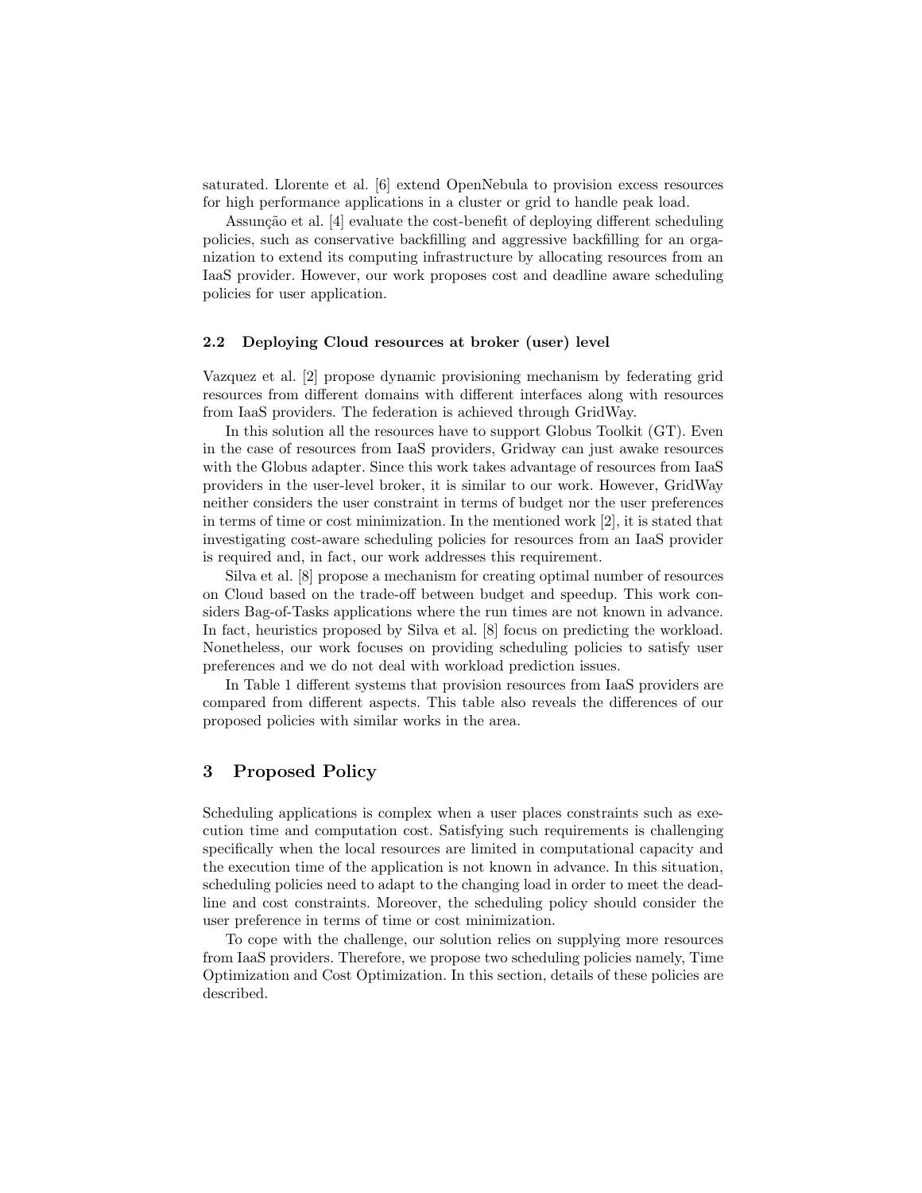saturated. Llorente et al. [6] extend OpenNebula to provision excess resources for high performance applications in a cluster or grid to handle peak load.

Assunção et al. [4] evaluate the cost-benefit of deploying different scheduling policies, such as conservative backfilling and aggressive backfilling for an organization to extend its computing infrastructure by allocating resources from an IaaS provider. However, our work proposes cost and deadline aware scheduling policies for user application.

### 2.2 Deploying Cloud resources at broker (user) level

Vazquez et al. [2] propose dynamic provisioning mechanism by federating grid resources from different domains with different interfaces along with resources from IaaS providers. The federation is achieved through GridWay.

In this solution all the resources have to support Globus Toolkit (GT). Even in the case of resources from IaaS providers, Gridway can just awake resources with the Globus adapter. Since this work takes advantage of resources from IaaS providers in the user-level broker, it is similar to our work. However, GridWay neither considers the user constraint in terms of budget nor the user preferences in terms of time or cost minimization. In the mentioned work [2], it is stated that investigating cost-aware scheduling policies for resources from an IaaS provider is required and, in fact, our work addresses this requirement.

Silva et al. [8] propose a mechanism for creating optimal number of resources on Cloud based on the trade-off between budget and speedup. This work considers Bag-of-Tasks applications where the run times are not known in advance. In fact, heuristics proposed by Silva et al. [8] focus on predicting the workload. Nonetheless, our work focuses on providing scheduling policies to satisfy user preferences and we do not deal with workload prediction issues.

In Table 1 different systems that provision resources from IaaS providers are compared from different aspects. This table also reveals the differences of our proposed policies with similar works in the area.

## 3 Proposed Policy

Scheduling applications is complex when a user places constraints such as execution time and computation cost. Satisfying such requirements is challenging specifically when the local resources are limited in computational capacity and the execution time of the application is not known in advance. In this situation, scheduling policies need to adapt to the changing load in order to meet the deadline and cost constraints. Moreover, the scheduling policy should consider the user preference in terms of time or cost minimization.

To cope with the challenge, our solution relies on supplying more resources from IaaS providers. Therefore, we propose two scheduling policies namely, Time Optimization and Cost Optimization. In this section, details of these policies are described.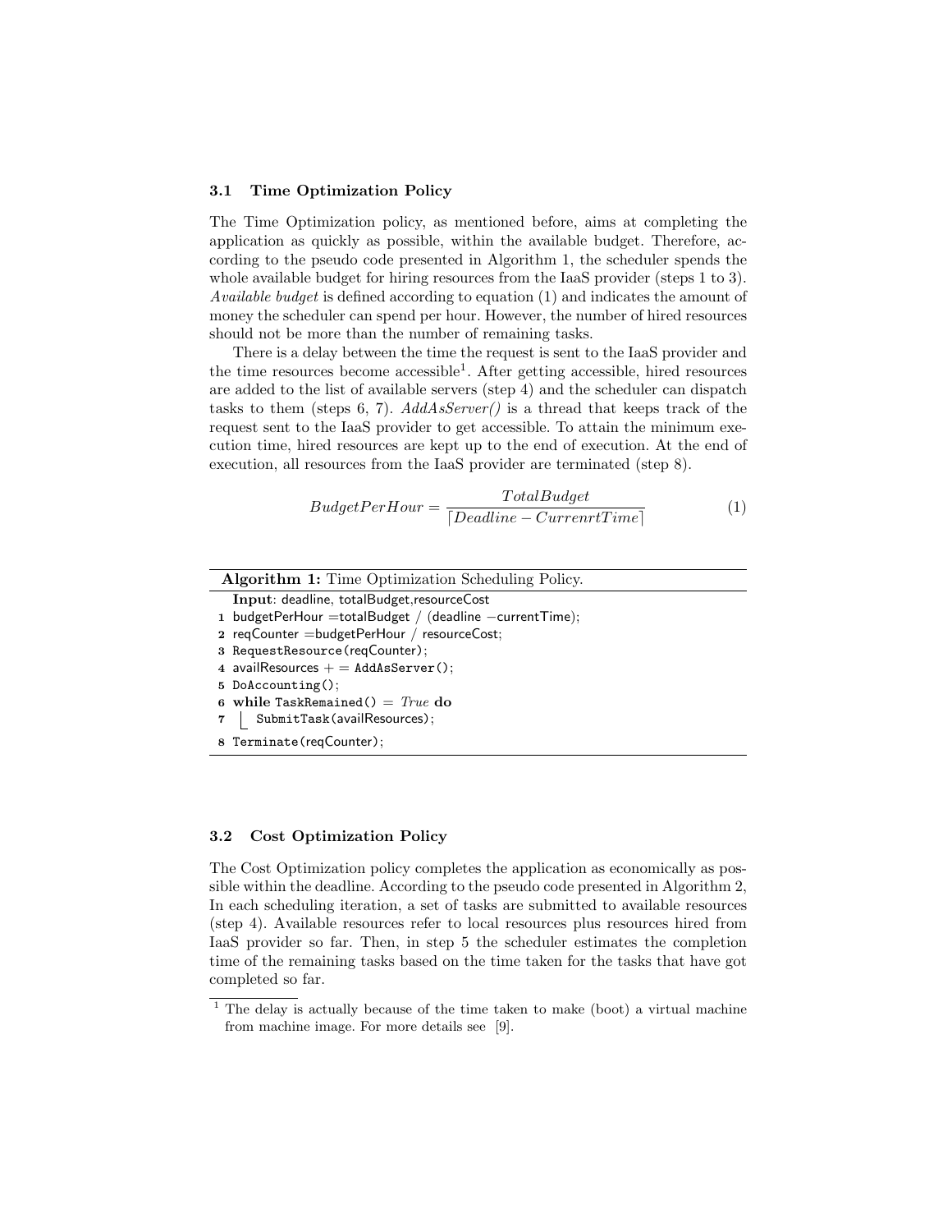### 3.1 Time Optimization Policy

The Time Optimization policy, as mentioned before, aims at completing the application as quickly as possible, within the available budget. Therefore, according to the pseudo code presented in Algorithm 1, the scheduler spends the whole available budget for hiring resources from the IaaS provider (steps 1 to 3). *Available budget* is defined according to equation (1) and indicates the amount of money the scheduler can spend per hour. However, the number of hired resources should not be more than the number of remaining tasks.

There is a delay between the time the request is sent to the IaaS provider and the time resources become accessible[1]. After getting accessible, hired resources are added to the list of available servers (step 4) and the scheduler can dispatch tasks to them (steps 6, 7). *AddAsServer()* is a thread that keeps track of the request sent to the IaaS provider to get accessible. To attain the minimum execution time, hired resources are kept up to the end of execution. At the end of execution, all resources from the IaaS provider are terminated (step 8).

$$BudgetPerHour = \frac{TotalBudget}{\lceil Deadline - CurrenrtTime \rceil} \tag{1}$$

**Algorithm 1:** Time Optimization Scheduling Policy.

```
   Input: deadline, totalBudget,resourceCost
 1 budgetPerHour =totalBudget / (deadline −currentTime);
 2 reqCounter =budgetPerHour / resourceCost;
 3 RequestResource(reqCounter);
 4 availResources + = AddAsServer();
 5 DoAccounting();
 6 while TaskRemained() = True do
 7     SubmitTask(availResources);
 8 Terminate(reqCounter);
```

### 3.2 Cost Optimization Policy

The Cost Optimization policy completes the application as economically as possible within the deadline. According to the pseudo code presented in Algorithm 2, In each scheduling iteration, a set of tasks are submitted to available resources (step 4). Available resources refer to local resources plus resources hired from IaaS provider so far. Then, in step 5 the scheduler estimates the completion time of the remaining tasks based on the time taken for the tasks that have got completed so far.

[1] The delay is actually because of the time taken to make (boot) a virtual machine from machine image. For more details see [9].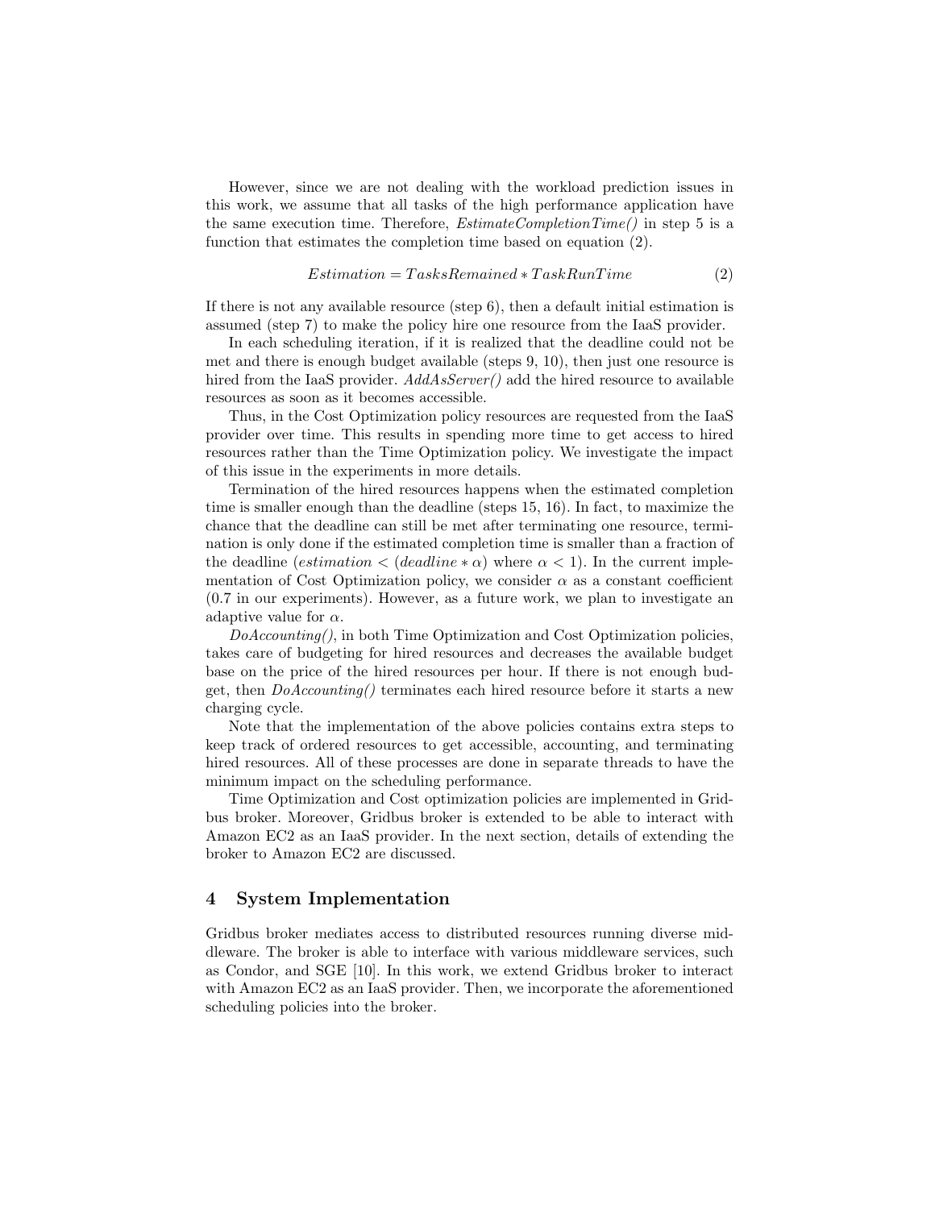However, since we are not dealing with the workload prediction issues in this work, we assume that all tasks of the high performance application have the same execution time. Therefore, *EstimateCompletionTime()* in step 5 is a function that estimates the completion time based on equation (2).

$$Estimation = TasksRemained * TaskRunTime \tag{2}$$

If there is not any available resource (step 6), then a default initial estimation is assumed (step 7) to make the policy hire one resource from the IaaS provider.

In each scheduling iteration, if it is realized that the deadline could not be met and there is enough budget available (steps 9, 10), then just one resource is hired from the IaaS provider. *AddAsServer()* add the hired resource to available resources as soon as it becomes accessible.

Thus, in the Cost Optimization policy resources are requested from the IaaS provider over time. This results in spending more time to get access to hired resources rather than the Time Optimization policy. We investigate the impact of this issue in the experiments in more details.

Termination of the hired resources happens when the estimated completion time is smaller enough than the deadline (steps 15, 16). In fact, to maximize the chance that the deadline can still be met after terminating one resource, termination is only done if the estimated completion time is smaller than a fraction of the deadline ($estimation < (deadline * \alpha)$ where $\alpha < 1$). In the current implementation of Cost Optimization policy, we consider $\alpha$ as a constant coefficient (0.7 in our experiments). However, as a future work, we plan to investigate an adaptive value for $\alpha$.

*DoAccounting()*, in both Time Optimization and Cost Optimization policies, takes care of budgeting for hired resources and decreases the available budget base on the price of the hired resources per hour. If there is not enough budget, then *DoAccounting()* terminates each hired resource before it starts a new charging cycle.

Note that the implementation of the above policies contains extra steps to keep track of ordered resources to get accessible, accounting, and terminating hired resources. All of these processes are done in separate threads to have the minimum impact on the scheduling performance.

Time Optimization and Cost optimization policies are implemented in Gridbus broker. Moreover, Gridbus broker is extended to be able to interact with Amazon EC2 as an IaaS provider. In the next section, details of extending the broker to Amazon EC2 are discussed.

## 4 System Implementation

Gridbus broker mediates access to distributed resources running diverse middleware. The broker is able to interface with various middleware services, such as Condor, and SGE [10]. In this work, we extend Gridbus broker to interact with Amazon EC2 as an IaaS provider. Then, we incorporate the aforementioned scheduling policies into the broker.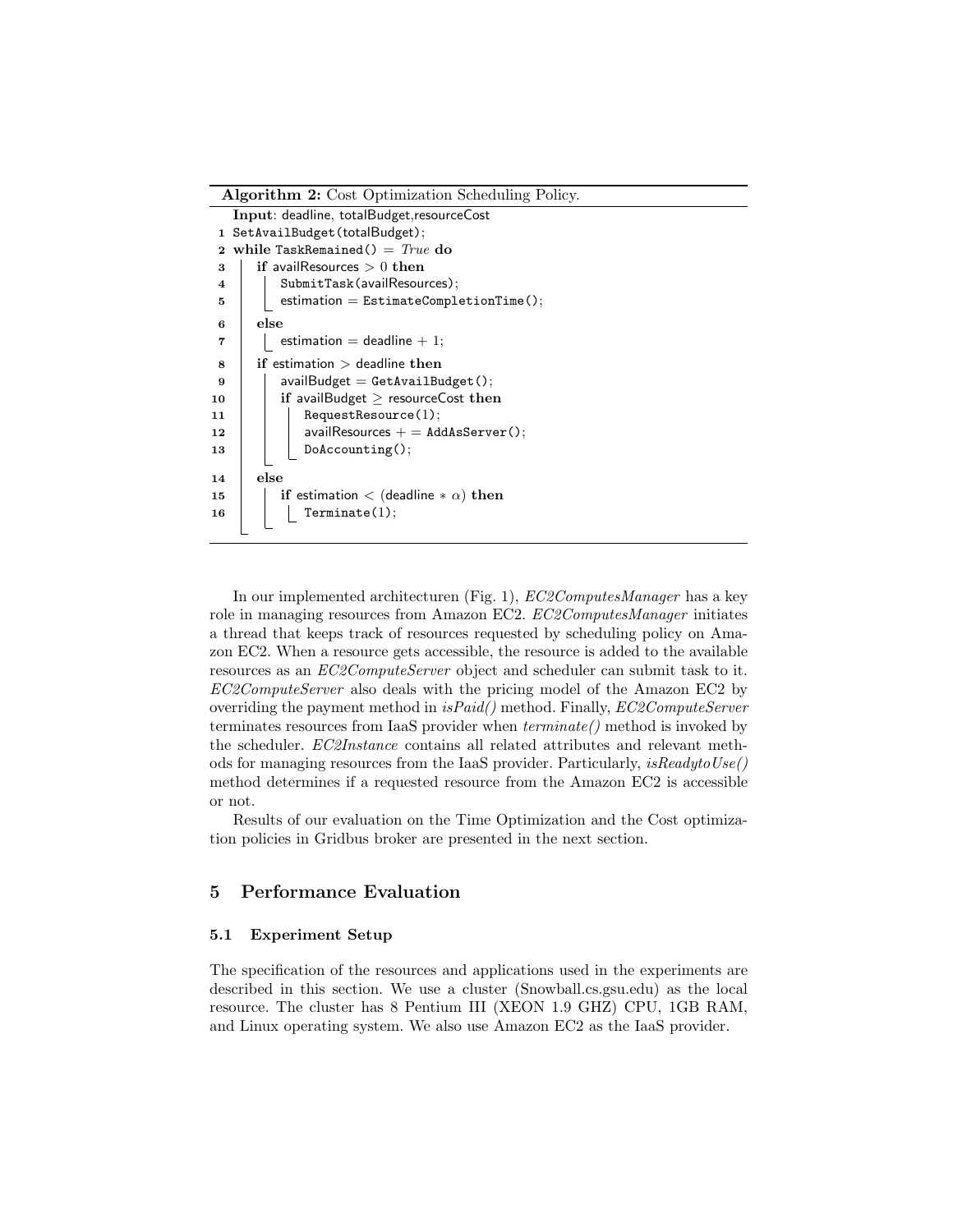**Algorithm 2:** Cost Optimization Scheduling Policy.

```
Input: deadline, totalBudget,resourceCost
1  SetAvailBudget(totalBudget);
2  while TaskRemained() = True do
3      if availResources > 0 then
4          SubmitTask(availResources);
5          estimation = EstimateCompletionTime();
6      else
7          estimation = deadline + 1;
8      if estimation > deadline then
9          availBudget = GetAvailBudget();
10         if availBudget ≥ resourceCost then
11             RequestResource(1);
12             availResources + = AddAsServer();
13             DoAccounting();
14     else
15         if estimation < (deadline ∗ α) then
16             Terminate(1);
```

In our implemented architecturen (Fig. 1), *EC2ComputesManager* has a key role in managing resources from Amazon EC2. *EC2ComputesManager* initiates a thread that keeps track of resources requested by scheduling policy on Amazon EC2. When a resource gets accessible, the resource is added to the available resources as an *EC2ComputeServer* object and scheduler can submit task to it. *EC2ComputeServer* also deals with the pricing model of the Amazon EC2 by overriding the payment method in *isPaid()* method. Finally, *EC2ComputeServer* terminates resources from IaaS provider when *terminate()* method is invoked by the scheduler. *EC2Instance* contains all related attributes and relevant methods for managing resources from the IaaS provider. Particularly, *isReadytoUse()* method determines if a requested resource from the Amazon EC2 is accessible or not.

Results of our evaluation on the Time Optimization and the Cost optimization policies in Gridbus broker are presented in the next section.

## 5 Performance Evaluation

### 5.1 Experiment Setup

The specification of the resources and applications used in the experiments are described in this section. We use a cluster (Snowball.cs.gsu.edu) as the local resource. The cluster has 8 Pentium III (XEON 1.9 GHZ) CPU, 1GB RAM, and Linux operating system. We also use Amazon EC2 as the IaaS provider.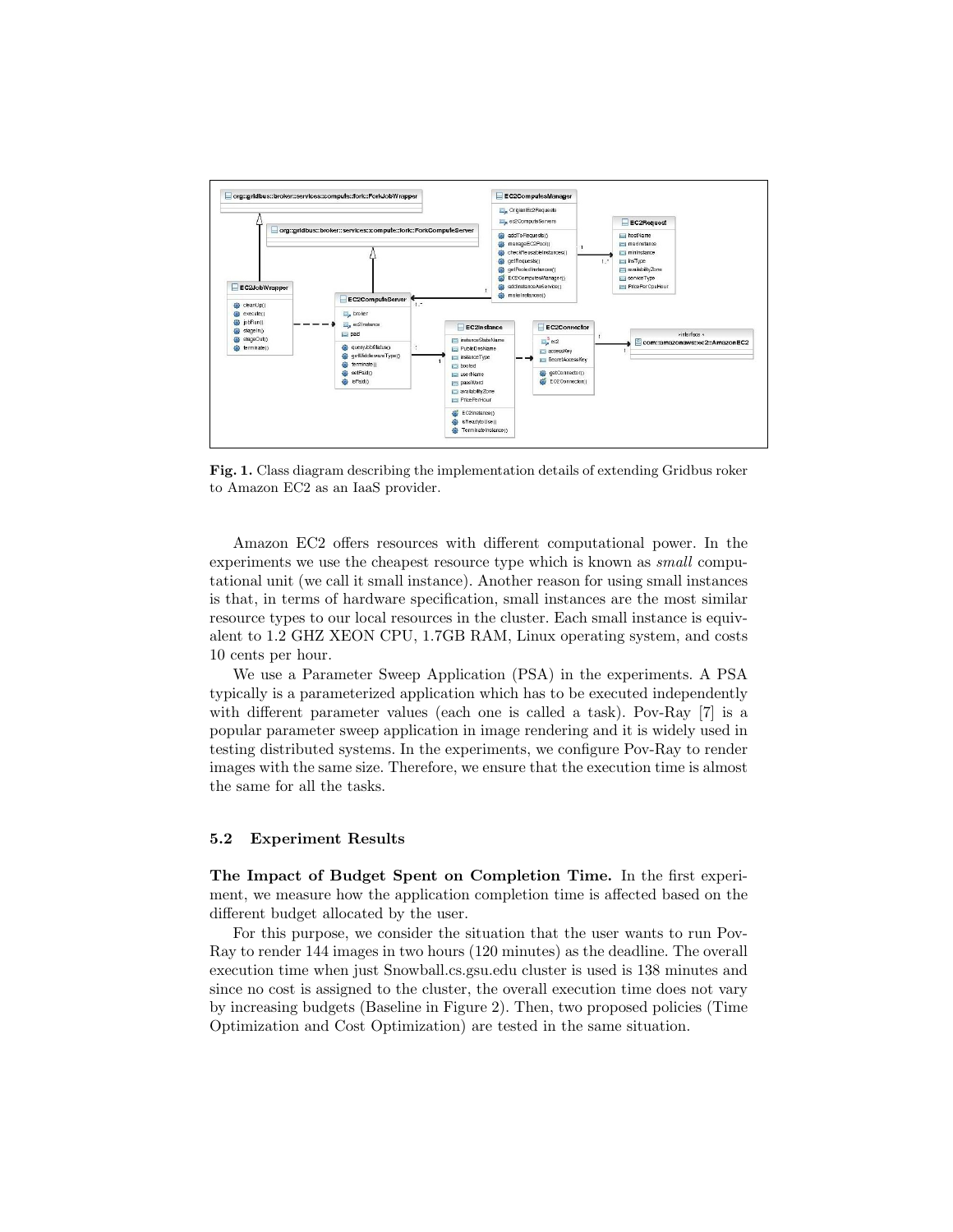**Fig. 1.** Class diagram describing the implementation details of extending Gridbus roker to Amazon EC2 as an IaaS provider.

Amazon EC2 offers resources with different computational power. In the experiments we use the cheapest resource type which is known as *small* computational unit (we call it small instance). Another reason for using small instances is that, in terms of hardware specification, small instances are the most similar resource types to our local resources in the cluster. Each small instance is equivalent to 1.2 GHZ XEON CPU, 1.7GB RAM, Linux operating system, and costs 10 cents per hour.

We use a Parameter Sweep Application (PSA) in the experiments. A PSA typically is a parameterized application which has to be executed independently with different parameter values (each one is called a task). Pov-Ray [7] is a popular parameter sweep application in image rendering and it is widely used in testing distributed systems. In the experiments, we configure Pov-Ray to render images with the same size. Therefore, we ensure that the execution time is almost the same for all the tasks.

### 5.2 Experiment Results

**The Impact of Budget Spent on Completion Time.** In the first experiment, we measure how the application completion time is affected based on the different budget allocated by the user.

For this purpose, we consider the situation that the user wants to run Pov-Ray to render 144 images in two hours (120 minutes) as the deadline. The overall execution time when just Snowball.cs.gsu.edu cluster is used is 138 minutes and since no cost is assigned to the cluster, the overall execution time does not vary by increasing budgets (Baseline in Figure 2). Then, two proposed policies (Time Optimization and Cost Optimization) are tested in the same situation.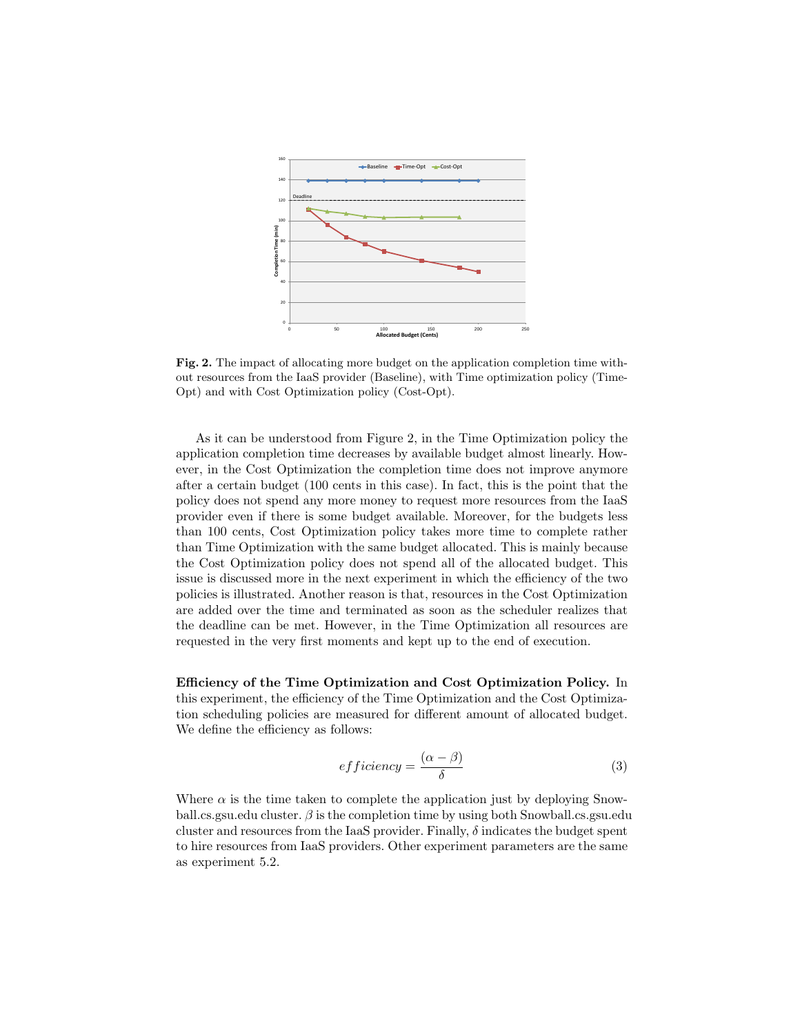**Fig. 2.** The impact of allocating more budget on the application completion time without resources from the IaaS provider (Baseline), with Time optimization policy (Time-Opt) and with Cost Optimization policy (Cost-Opt).

As it can be understood from Figure 2, in the Time Optimization policy the application completion time decreases by available budget almost linearly. However, in the Cost Optimization the completion time does not improve anymore after a certain budget (100 cents in this case). In fact, this is the point that the policy does not spend any more money to request more resources from the IaaS provider even if there is some budget available. Moreover, for the budgets less than 100 cents, Cost Optimization policy takes more time to complete rather than Time Optimization with the same budget allocated. This is mainly because the Cost Optimization policy does not spend all of the allocated budget. This issue is discussed more in the next experiment in which the efficiency of the two policies is illustrated. Another reason is that, resources in the Cost Optimization are added over the time and terminated as soon as the scheduler realizes that the deadline can be met. However, in the Time Optimization all resources are requested in the very first moments and kept up to the end of execution.

**Efficiency of the Time Optimization and Cost Optimization Policy.** In this experiment, the efficiency of the Time Optimization and the Cost Optimization scheduling policies are measured for different amount of allocated budget. We define the efficiency as follows:

$$efficiency = \frac{(\alpha - \beta)}{\delta} \tag{3}$$

Where $\alpha$ is the time taken to complete the application just by deploying Snowball.cs.gsu.edu cluster. $\beta$ is the completion time by using both Snowball.cs.gsu.edu cluster and resources from the IaaS provider. Finally, $\delta$ indicates the budget spent to hire resources from IaaS providers. Other experiment parameters are the same as experiment 5.2.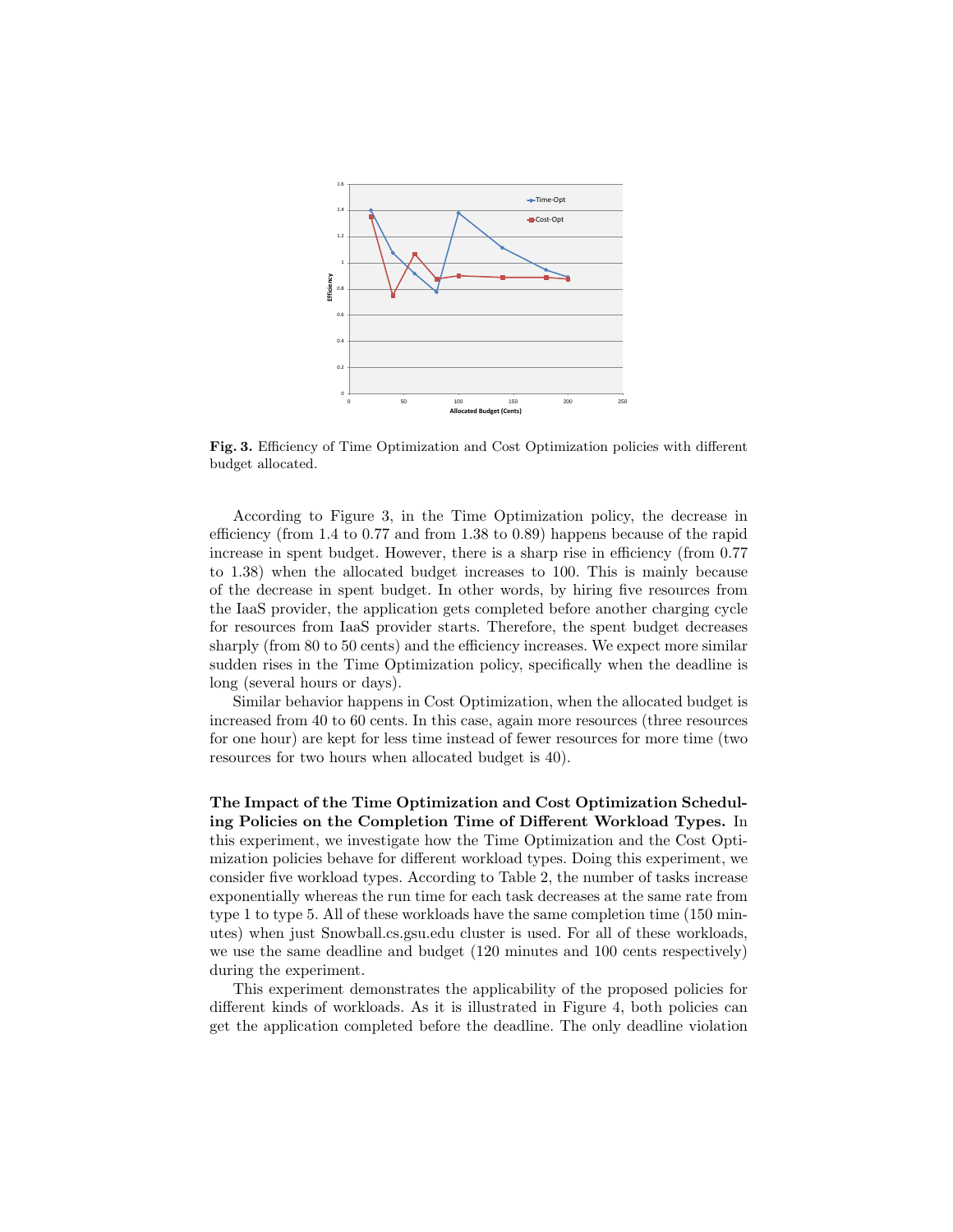**Fig. 3.** Efficiency of Time Optimization and Cost Optimization policies with different budget allocated.

According to Figure 3, in the Time Optimization policy, the decrease in efficiency (from 1.4 to 0.77 and from 1.38 to 0.89) happens because of the rapid increase in spent budget. However, there is a sharp rise in efficiency (from 0.77 to 1.38) when the allocated budget increases to 100. This is mainly because of the decrease in spent budget. In other words, by hiring five resources from the IaaS provider, the application gets completed before another charging cycle for resources from IaaS provider starts. Therefore, the spent budget decreases sharply (from 80 to 50 cents) and the efficiency increases. We expect more similar sudden rises in the Time Optimization policy, specifically when the deadline is long (several hours or days).

Similar behavior happens in Cost Optimization, when the allocated budget is increased from 40 to 60 cents. In this case, again more resources (three resources for one hour) are kept for less time instead of fewer resources for more time (two resources for two hours when allocated budget is 40).

**The Impact of the Time Optimization and Cost Optimization Scheduling Policies on the Completion Time of Different Workload Types.** In this experiment, we investigate how the Time Optimization and the Cost Optimization policies behave for different workload types. Doing this experiment, we consider five workload types. According to Table 2, the number of tasks increase exponentially whereas the run time for each task decreases at the same rate from type 1 to type 5. All of these workloads have the same completion time (150 minutes) when just Snowball.cs.gsu.edu cluster is used. For all of these workloads, we use the same deadline and budget (120 minutes and 100 cents respectively) during the experiment.

This experiment demonstrates the applicability of the proposed policies for different kinds of workloads. As it is illustrated in Figure 4, both policies can get the application completed before the deadline. The only deadline violation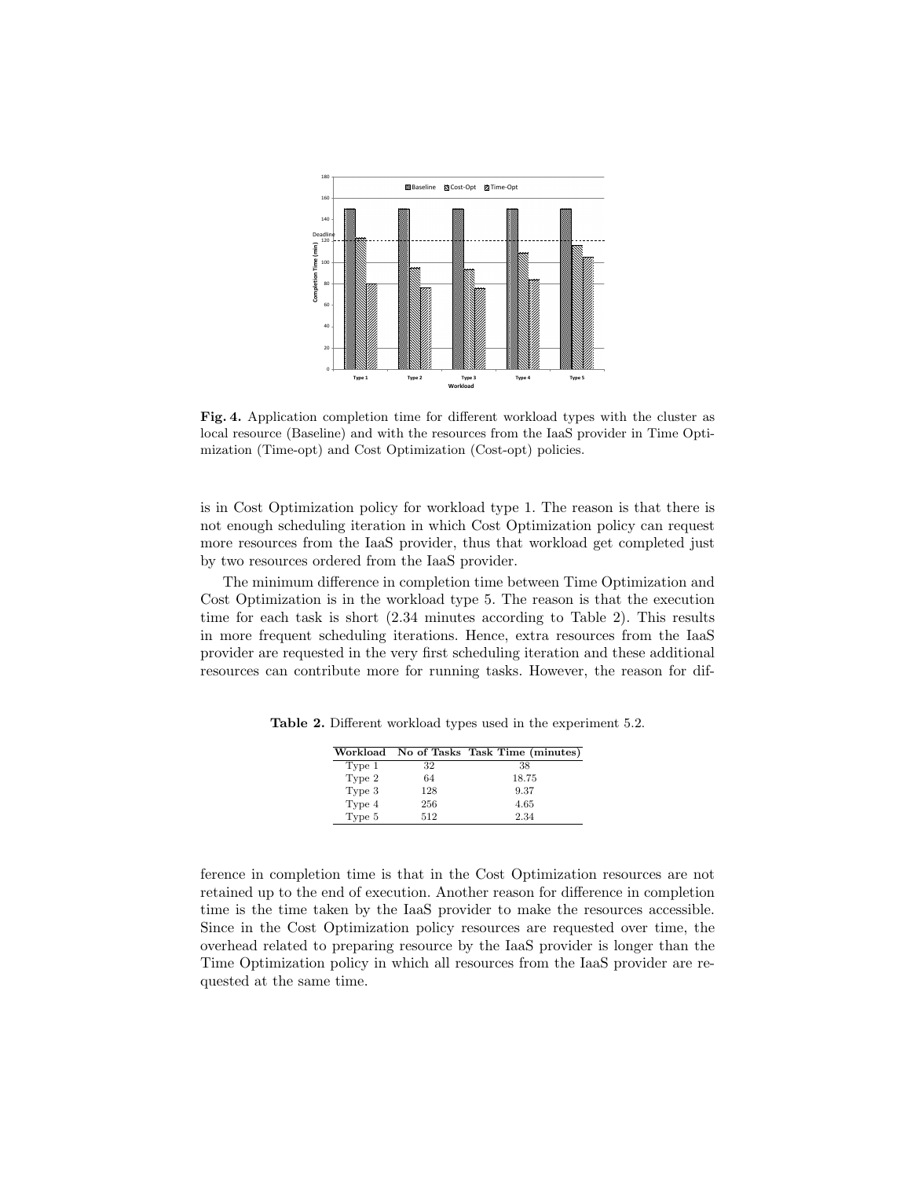**Fig. 4.** Application completion time for different workload types with the cluster as local resource (Baseline) and with the resources from the IaaS provider in Time Optimization (Time-opt) and Cost Optimization (Cost-opt) policies.

is in Cost Optimization policy for workload type 1. The reason is that there is not enough scheduling iteration in which Cost Optimization policy can request more resources from the IaaS provider, thus that workload get completed just by two resources ordered from the IaaS provider.

The minimum difference in completion time between Time Optimization and Cost Optimization is in the workload type 5. The reason is that the execution time for each task is short (2.34 minutes according to Table 2). This results in more frequent scheduling iterations. Hence, extra resources from the IaaS provider are requested in the very first scheduling iteration and these additional resources can contribute more for running tasks. However, the reason for difference in completion time is that in the Cost Optimization resources are not retained up to the end of execution. Another reason for difference in completion time is the time taken by the IaaS provider to make the resources accessible. Since in the Cost Optimization policy resources are requested over time, the overhead related to preparing resource by the IaaS provider is longer than the Time Optimization policy in which all resources from the IaaS provider are requested at the same time.

**Table 2.** Different workload types used in the experiment 5.2.

| Workload | No of Tasks | Task Time (minutes) |
|---|---|---|
| Type 1 | 32 | 38 |
| Type 2 | 64 | 18.75 |
| Type 3 | 128 | 9.37 |
| Type 4 | 256 | 4.65 |
| Type 5 | 512 | 2.34 |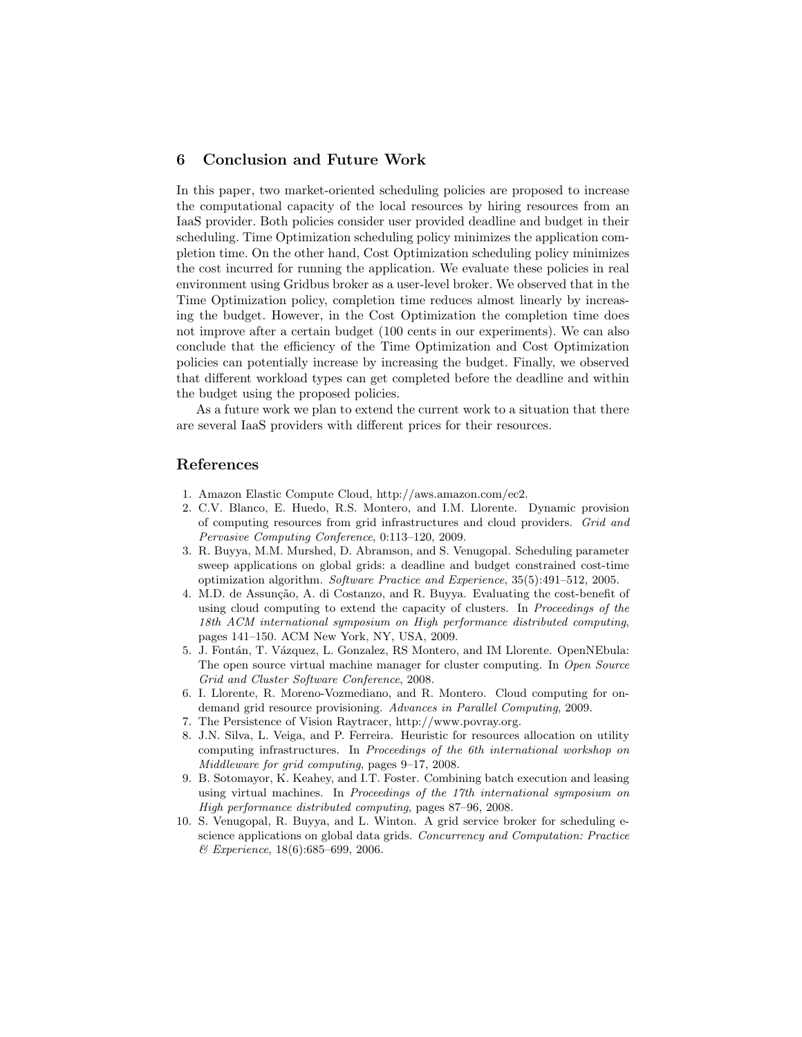## 6 Conclusion and Future Work

In this paper, two market-oriented scheduling policies are proposed to increase the computational capacity of the local resources by hiring resources from an IaaS provider. Both policies consider user provided deadline and budget in their scheduling. Time Optimization scheduling policy minimizes the application completion time. On the other hand, Cost Optimization scheduling policy minimizes the cost incurred for running the application. We evaluate these policies in real environment using Gridbus broker as a user-level broker. We observed that in the Time Optimization policy, completion time reduces almost linearly by increasing the budget. However, in the Cost Optimization the completion time does not improve after a certain budget (100 cents in our experiments). We can also conclude that the efficiency of the Time Optimization and Cost Optimization policies can potentially increase by increasing the budget. Finally, we observed that different workload types can get completed before the deadline and within the budget using the proposed policies.

As a future work we plan to extend the current work to a situation that there are several IaaS providers with different prices for their resources.

## References

1. Amazon Elastic Compute Cloud, http://aws.amazon.com/ec2.
2. C.V. Blanco, E. Huedo, R.S. Montero, and I.M. Llorente. Dynamic provision of computing resources from grid infrastructures and cloud providers. *Grid and Pervasive Computing Conference*, 0:113–120, 2009.
3. R. Buyya, M.M. Murshed, D. Abramson, and S. Venugopal. Scheduling parameter sweep applications on global grids: a deadline and budget constrained cost-time optimization algorithm. *Software Practice and Experience*, 35(5):491–512, 2005.
4. M.D. de Assunção, A. di Costanzo, and R. Buyya. Evaluating the cost-benefit of using cloud computing to extend the capacity of clusters. In *Proceedings of the 18th ACM international symposium on High performance distributed computing*, pages 141–150. ACM New York, NY, USA, 2009.
5. J. Fontán, T. Vázquez, L. Gonzalez, RS Montero, and IM Llorente. OpenNEbula: The open source virtual machine manager for cluster computing. In *Open Source Grid and Cluster Software Conference*, 2008.
6. I. Llorente, R. Moreno-Vozmediano, and R. Montero. Cloud computing for on-demand grid resource provisioning. *Advances in Parallel Computing*, 2009.
7. The Persistence of Vision Raytracer, http://www.povray.org.
8. J.N. Silva, L. Veiga, and P. Ferreira. Heuristic for resources allocation on utility computing infrastructures. In *Proceedings of the 6th international workshop on Middleware for grid computing*, pages 9–17, 2008.
9. B. Sotomayor, K. Keahey, and I.T. Foster. Combining batch execution and leasing using virtual machines. In *Proceedings of the 17th international symposium on High performance distributed computing*, pages 87–96, 2008.
10. S. Venugopal, R. Buyya, and L. Winton. A grid service broker for scheduling e-science applications on global data grids. *Concurrency and Computation: Practice & Experience*, 18(6):685–699, 2006.